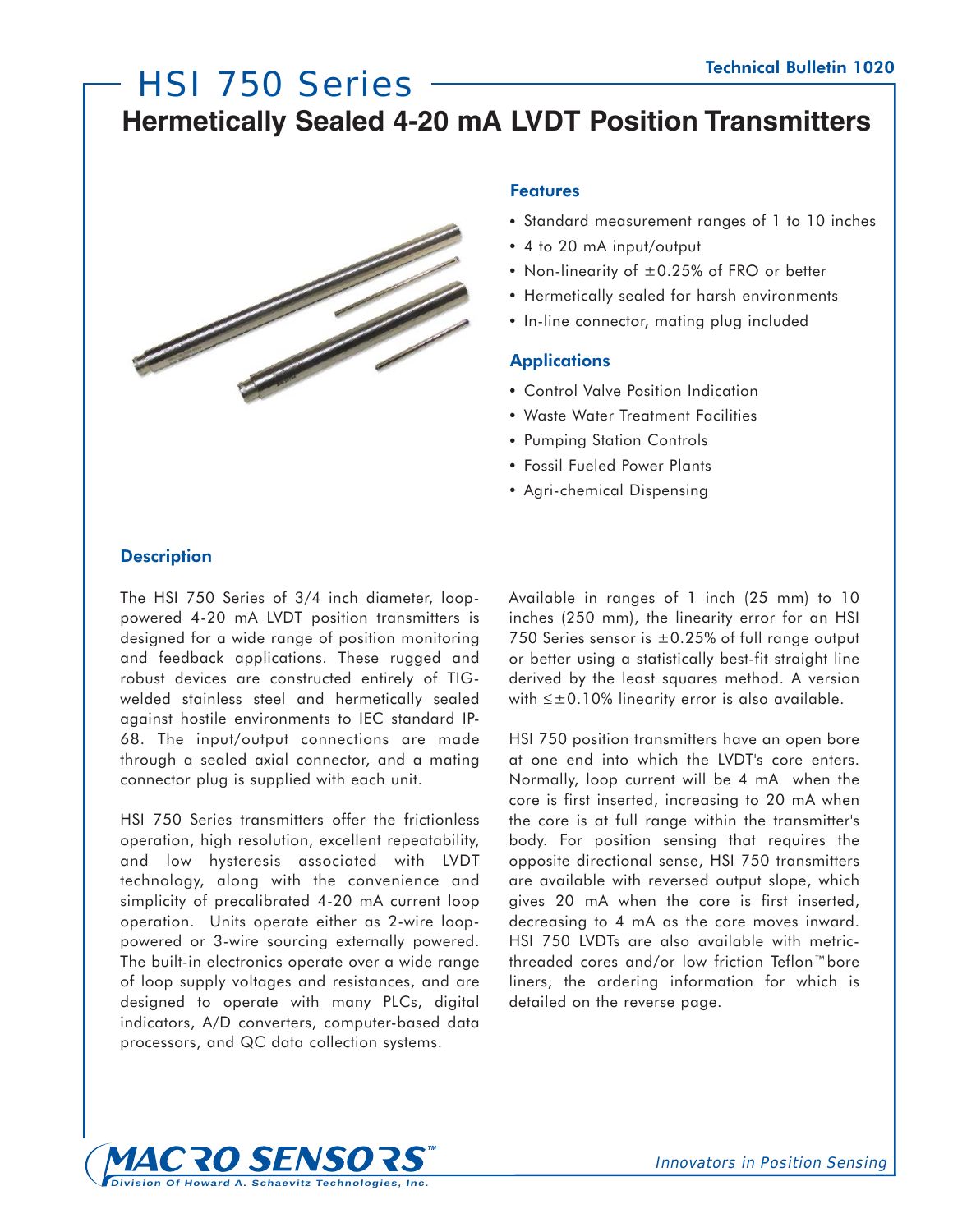Technical Bulletin 1020

# HSI 750 Series

## Hermetically Sealed 4-20 mA LVDT Position Transmitters

### Features

- Standard measurement ranges of 1 to 10 inches
- 4 to 20 mA input/output
- Non-linearity of ±0.25% of FRO or better
- Hermetically sealed for harsh environments
- In-line connector, mating plug included

### Applications

- Control Valve Position Indication
- Waste Water Treatment Facilities
- Pumping Station Controls
- Fossil Fueled Power Plants
- Agri-chemical Dispensing

### Description

The HSI 750 Series of 3/4 inch diameter, loop-powered 4-20 mA LVDT position transmitters is designed for a wide range of position monitoring and feedback applications. These rugged and robust devices are constructed entirely of TIG-welded stainless steel and hermetically sealed against hostile environments to IEC standard IP-68. The input/output connections are made through a sealed axial connector, and a mating connector plug is supplied with each unit.

HSI 750 Series transmitters offer the frictionless operation, high resolution, excellent repeatability, and low hysteresis associated with LVDT technology, along with the convenience and simplicity of precalibrated 4-20 mA current loop operation. Units operate either as 2-wire loop-powered or 3-wire sourcing externally powered. The built-in electronics operate over a wide range of loop supply voltages and resistances, and are designed to operate with many PLCs, digital indicators, A/D converters, computer-based data processors, and QC data collection systems.

Available in ranges of 1 inch (25 mm) to 10 inches (250 mm), the linearity error for an HSI 750 Series sensor is ±0.25% of full range output or better using a statistically best-fit straight line derived by the least squares method. A version with ≤±0.10% linearity error is also available.

HSI 750 position transmitters have an open bore at one end into which the LVDT's core enters. Normally, loop current will be 4 mA when the core is first inserted, increasing to 20 mA when the core is at full range within the transmitter's body. For position sensing that requires the opposite directional sense, HSI 750 transmitters are available with reversed output slope, which gives 20 mA when the core is first inserted, decreasing to 4 mA as the core moves inward. HSI 750 LVDTs are also available with metric-threaded cores and/or low friction Teflon™ bore liners, the ordering information for which is detailed on the reverse page.

MACRO SENSORS™ Division Of Howard A. Schaevitz Technologies, Inc.

*Innovators in Position Sensing*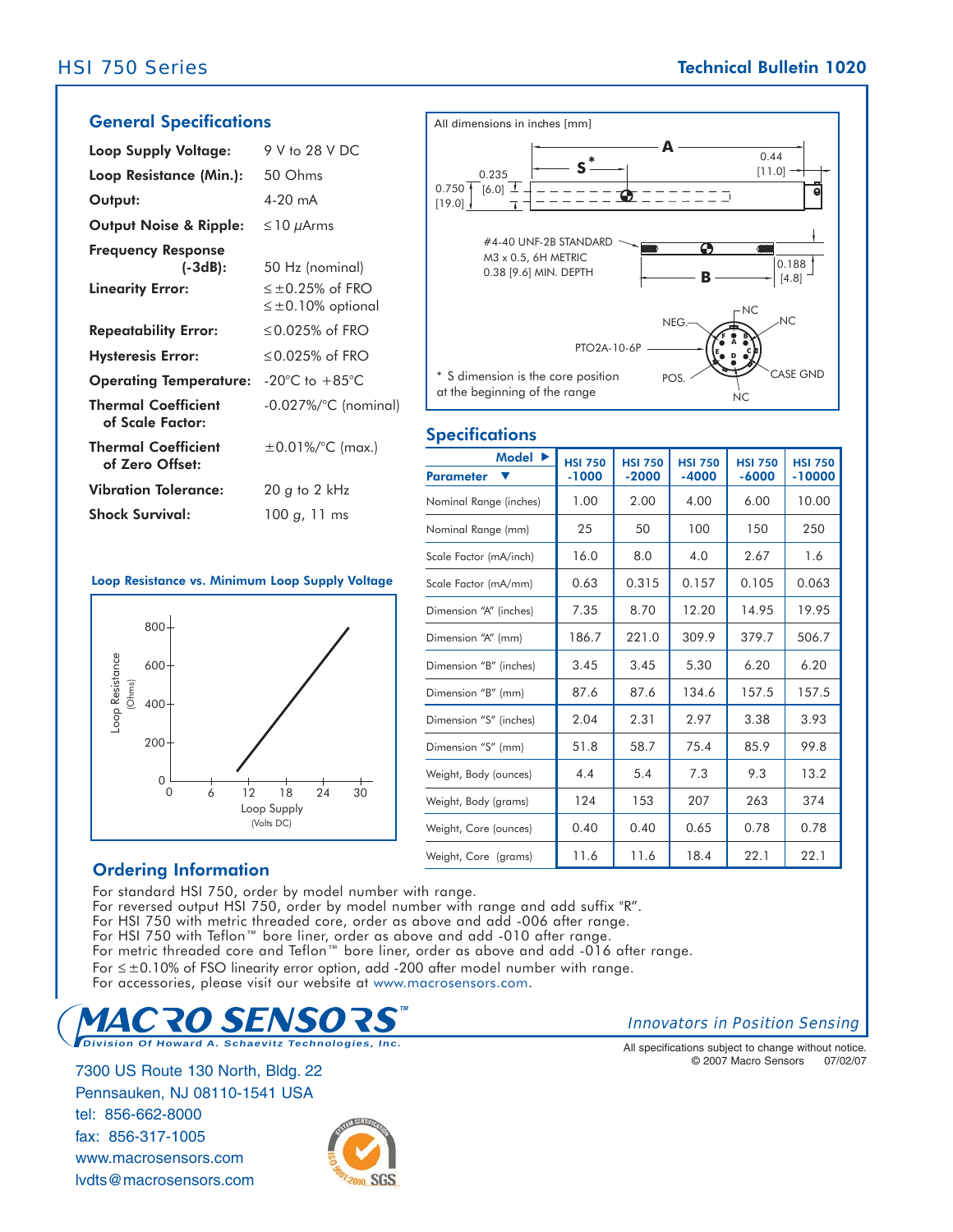## General Specifications

| | |
|---|---|
| **Loop Supply Voltage:** | 9 V to 28 V DC |
| **Loop Resistance (Min.):** | 50 Ohms |
| **Output:** | 4-20 mA |
| **Output Noise & Ripple:** | ≤10 μArms |
| **Frequency Response (-3dB):** | 50 Hz (nominal) |
| **Linearity Error:** | ≤±0.25% of FRO<br>≤±0.10% optional |
| **Repeatability Error:** | ≤0.025% of FRO |
| **Hysteresis Error:** | ≤0.025% of FRO |
| **Operating Temperature:** | -20°C to +85°C |
| **Thermal Coefficient of Scale Factor:** | -0.027%/°C (nominal) |
| **Thermal Coefficient of Zero Offset:** | ±0.01%/°C (max.) |
| **Vibration Tolerance:** | 20 g to 2 kHz |
| **Shock Survival:** | 100 g, 11 ms |

All dimensions in inches [mm]

A
S*
0.44 [11.0]
0.235 [6.0]
0.750 [19.0]
#4-40 UNF-2B STANDARD
M3 x 0.5, 6H METRIC
0.38 [9.6] MIN. DEPTH
B
0.188 [4.8]
PTO2A-10-6P
NEG.
NC
NC
CASE GND
POS.
NC

\* S dimension is the core position at the beginning of the range

**Loop Resistance vs. Minimum Loop Supply Voltage**

Loop Resistance (Ohms)
800
600
400
200
0
0 6 12 18 24 30
Loop Supply (Volts DC)

## Specifications

| Model ▶ / Parameter ▼ | HSI 750 -1000 | HSI 750 -2000 | HSI 750 -4000 | HSI 750 -6000 | HSI 750 -10000 |
|---|---|---|---|---|---|
| Nominal Range (inches) | 1.00 | 2.00 | 4.00 | 6.00 | 10.00 |
| Nominal Range (mm) | 25 | 50 | 100 | 150 | 250 |
| Scale Factor (mA/inch) | 16.0 | 8.0 | 4.0 | 2.67 | 1.6 |
| Scale Factor (mA/mm) | 0.63 | 0.315 | 0.157 | 0.105 | 0.063 |
| Dimension "A" (inches) | 7.35 | 8.70 | 12.20 | 14.95 | 19.95 |
| Dimension "A" (mm) | 186.7 | 221.0 | 309.9 | 379.7 | 506.7 |
| Dimension "B" (inches) | 3.45 | 3.45 | 5.30 | 6.20 | 6.20 |
| Dimension "B" (mm) | 87.6 | 87.6 | 134.6 | 157.5 | 157.5 |
| Dimension "S" (inches) | 2.04 | 2.31 | 2.97 | 3.38 | 3.93 |
| Dimension "S" (mm) | 51.8 | 58.7 | 75.4 | 85.9 | 99.8 |
| Weight, Body (ounces) | 4.4 | 5.4 | 7.3 | 9.3 | 13.2 |
| Weight, Body (grams) | 124 | 153 | 207 | 263 | 374 |
| Weight, Core (ounces) | 0.40 | 0.40 | 0.65 | 0.78 | 0.78 |
| Weight, Core (grams) | 11.6 | 11.6 | 18.4 | 22.1 | 22.1 |

## Ordering Information

For standard HSI 750, order by model number with range.
For reversed output HSI 750, order by model number with range and add suffix "R".
For HSI 750 with metric threaded core, order as above and add -006 after range.
For HSI 750 with Teflon™ bore liner, order as above and add -010 after range.
For metric threaded core and Teflon™ bore liner, order as above and add -016 after range.
For ≤±0.10% of FSO linearity error option, add -200 after model number with range.
For accessories, please visit our website at www.macrosensors.com.

**MACRO SENSORS™**
*Division Of Howard A. Schaevitz Technologies, Inc.*

*Innovators in Position Sensing*

All specifications subject to change without notice.
© 2007 Macro Sensors 07/02/07

7300 US Route 130 North, Bldg. 22
Pennsauken, NJ 08110-1541 USA
tel: 856-662-8000
fax: 856-317-1005
www.macrosensors.com
lvdts@macrosensors.com

SYSTEM CERTIFICATION ISO 9001:2000 SGS